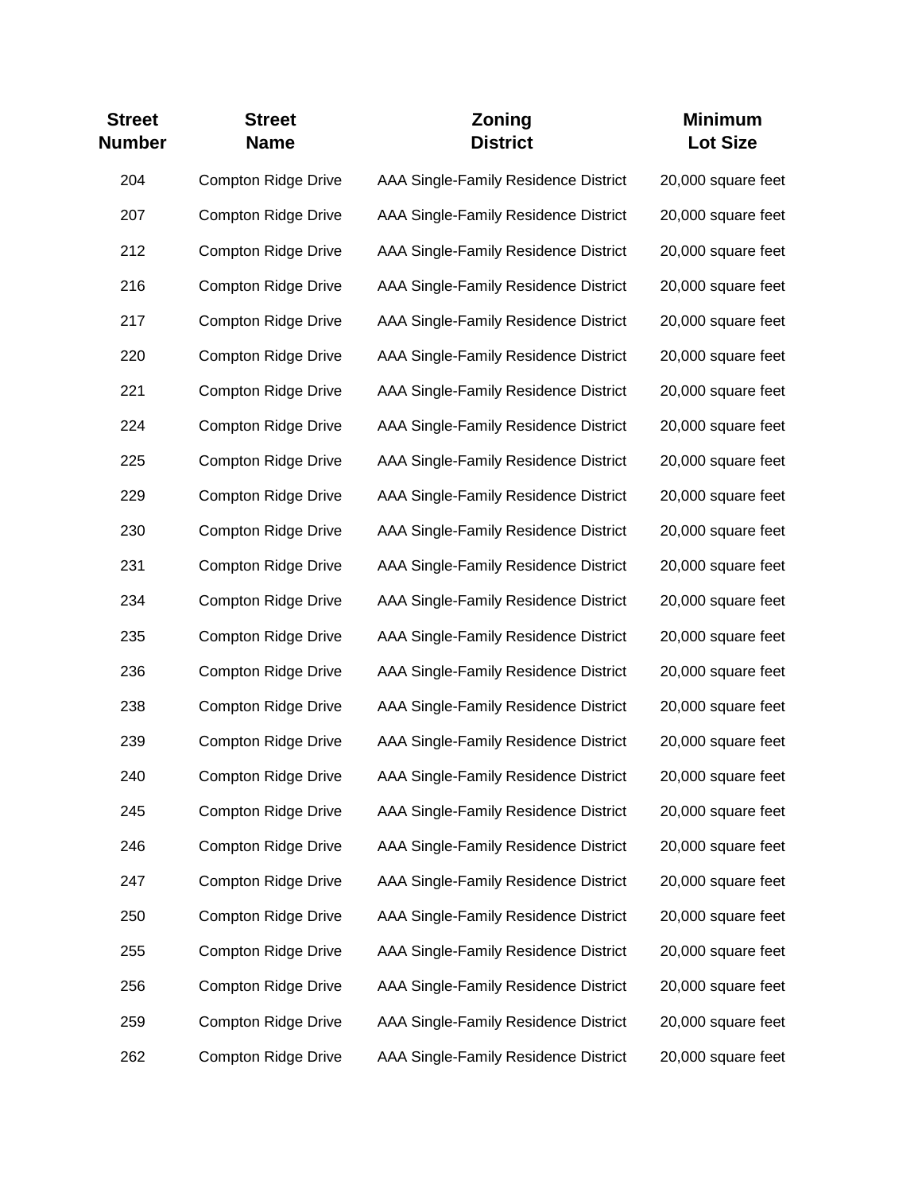| Street Number | Street Name | Zoning District | Minimum Lot Size |
|---|---|---|---|
| 204 | Compton Ridge Drive | AAA Single-Family Residence District | 20,000 square feet |
| 207 | Compton Ridge Drive | AAA Single-Family Residence District | 20,000 square feet |
| 212 | Compton Ridge Drive | AAA Single-Family Residence District | 20,000 square feet |
| 216 | Compton Ridge Drive | AAA Single-Family Residence District | 20,000 square feet |
| 217 | Compton Ridge Drive | AAA Single-Family Residence District | 20,000 square feet |
| 220 | Compton Ridge Drive | AAA Single-Family Residence District | 20,000 square feet |
| 221 | Compton Ridge Drive | AAA Single-Family Residence District | 20,000 square feet |
| 224 | Compton Ridge Drive | AAA Single-Family Residence District | 20,000 square feet |
| 225 | Compton Ridge Drive | AAA Single-Family Residence District | 20,000 square feet |
| 229 | Compton Ridge Drive | AAA Single-Family Residence District | 20,000 square feet |
| 230 | Compton Ridge Drive | AAA Single-Family Residence District | 20,000 square feet |
| 231 | Compton Ridge Drive | AAA Single-Family Residence District | 20,000 square feet |
| 234 | Compton Ridge Drive | AAA Single-Family Residence District | 20,000 square feet |
| 235 | Compton Ridge Drive | AAA Single-Family Residence District | 20,000 square feet |
| 236 | Compton Ridge Drive | AAA Single-Family Residence District | 20,000 square feet |
| 238 | Compton Ridge Drive | AAA Single-Family Residence District | 20,000 square feet |
| 239 | Compton Ridge Drive | AAA Single-Family Residence District | 20,000 square feet |
| 240 | Compton Ridge Drive | AAA Single-Family Residence District | 20,000 square feet |
| 245 | Compton Ridge Drive | AAA Single-Family Residence District | 20,000 square feet |
| 246 | Compton Ridge Drive | AAA Single-Family Residence District | 20,000 square feet |
| 247 | Compton Ridge Drive | AAA Single-Family Residence District | 20,000 square feet |
| 250 | Compton Ridge Drive | AAA Single-Family Residence District | 20,000 square feet |
| 255 | Compton Ridge Drive | AAA Single-Family Residence District | 20,000 square feet |
| 256 | Compton Ridge Drive | AAA Single-Family Residence District | 20,000 square feet |
| 259 | Compton Ridge Drive | AAA Single-Family Residence District | 20,000 square feet |
| 262 | Compton Ridge Drive | AAA Single-Family Residence District | 20,000 square feet |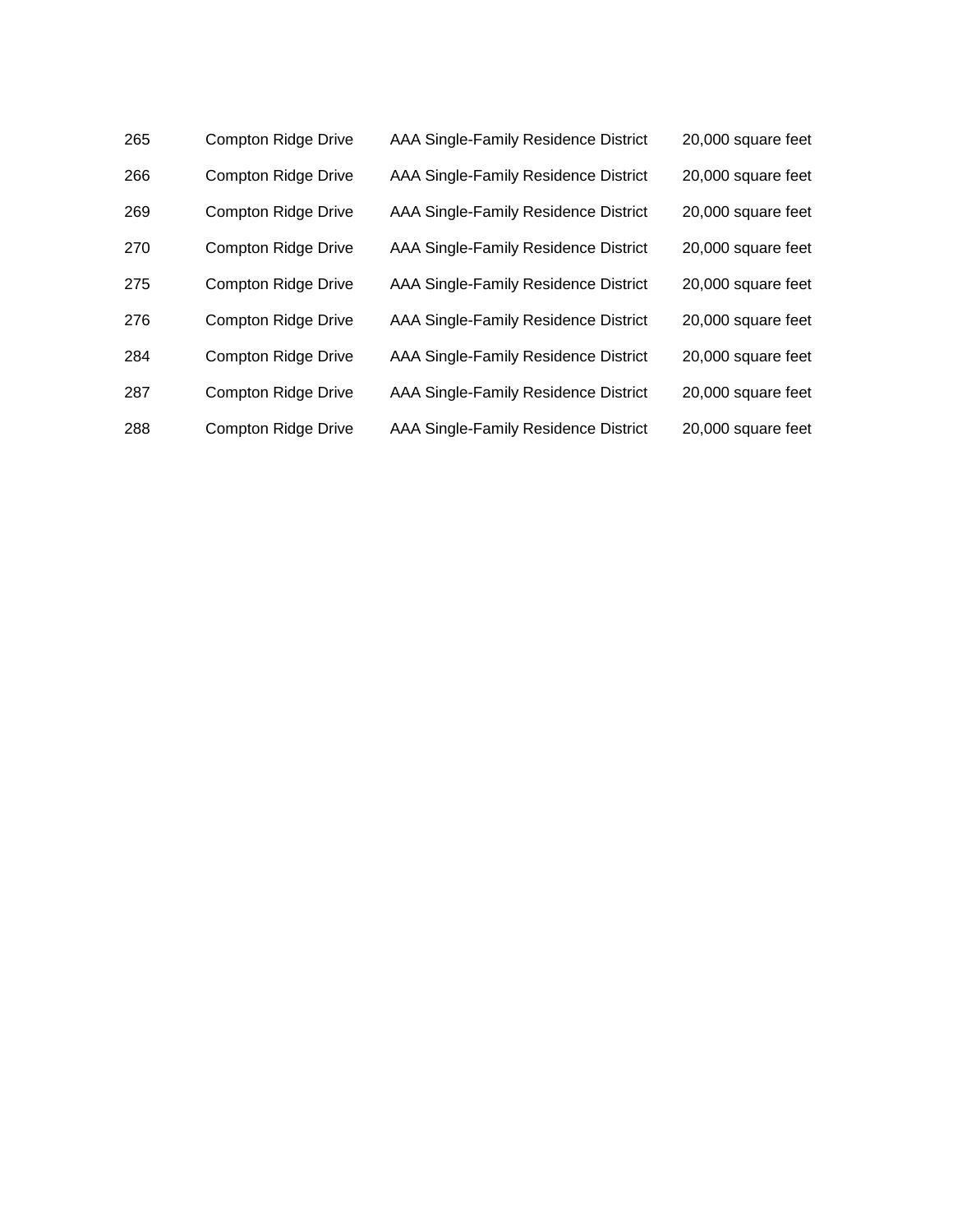| | | | |
|---|---|---|---|
| 265 | Compton Ridge Drive | AAA Single-Family Residence District | 20,000 square feet |
| 266 | Compton Ridge Drive | AAA Single-Family Residence District | 20,000 square feet |
| 269 | Compton Ridge Drive | AAA Single-Family Residence District | 20,000 square feet |
| 270 | Compton Ridge Drive | AAA Single-Family Residence District | 20,000 square feet |
| 275 | Compton Ridge Drive | AAA Single-Family Residence District | 20,000 square feet |
| 276 | Compton Ridge Drive | AAA Single-Family Residence District | 20,000 square feet |
| 284 | Compton Ridge Drive | AAA Single-Family Residence District | 20,000 square feet |
| 287 | Compton Ridge Drive | AAA Single-Family Residence District | 20,000 square feet |
| 288 | Compton Ridge Drive | AAA Single-Family Residence District | 20,000 square feet |